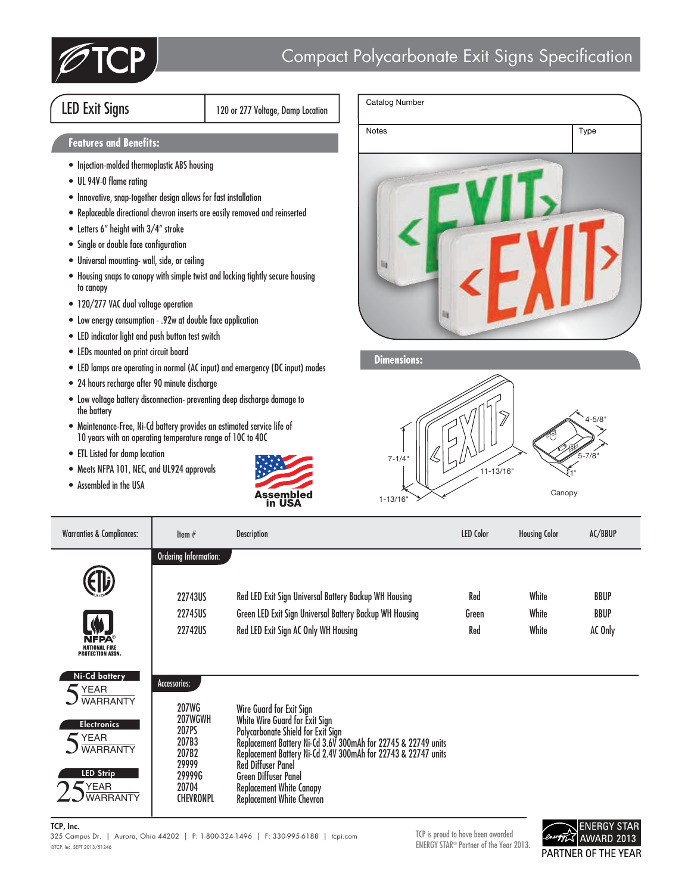# Compact Polycarbonate Exit Signs Specification

## LED Exit Signs

120 or 277 Voltage, Damp Location

| Catalog Number | |
|---|---|
| Notes | Type |

### Features and Benefits:

- Injection-molded thermoplastic ABS housing
- UL 94V-0 flame rating
- Innovative, snap-together design allows for fast installation
- Replaceable directional chevron inserts are easily removed and reinserted
- Letters 6" height with 3/4" stroke
- Single or double face configuration
- Universal mounting- wall, side, or ceiling
- Housing snaps to canopy with simple twist and locking tightly secure housing to canopy
- 120/277 VAC dual voltage operation
- Low energy consumption - .92w at double face application
- LED indicator light and push button test switch
- LEDs mounted on print circuit board
- LED lamps are operating in normal (AC input) and emergency (DC input) modes
- 24 hours recharge after 90 minute discharge
- Low voltage battery disconnection- preventing deep discharge damage to the battery
- Maintenance-Free, Ni-Cd battery provides an estimated service life of 10 years with an operating temperature range of 10C to 40C
- ETL Listed for damp location
- Meets NFPA 101, NEC, and UL924 approvals
- Assembled in the USA

Assembled in USA

### Dimensions:

7-1/4"
11-13/16"
1-13/16"
4-5/8"
5-7/8"
1"
Canopy

### Warranties & Compliances:

NFPA NATIONAL FIRE PROTECTION ASSN.

Ni-Cd battery 5 YEAR WARRANTY

Electronics 5 YEAR WARRANTY

LED Strip 25 YEAR WARRANTY

### Ordering Information:

| Item # | Description | LED Color | Housing Color | AC/BBUP |
|---|---|---|---|---|
| 22743US | Red LED Exit Sign Universal Battery Backup WH Housing | Red | White | BBUP |
| 22745US | Green LED Exit Sign Universal Battery Backup WH Housing | Green | White | BBUP |
| 22742US | Red LED Exit Sign AC Only WH Housing | Red | White | AC Only |

### Accessories:

| Item # | Description |
|---|---|
| 207WG | Wire Guard for Exit Sign |
| 207WGWH | White Wire Guard for Exit Sign |
| 207PS | Polycarbonate Shield for Exit Sign |
| 207B3 | Replacement Battery Ni-Cd 3.6V 300mAh for 22745 & 22749 units |
| 207B2 | Replacement Battery Ni-Cd 2.4V 300mAh for 22743 & 22747 units |
| 29999 | Red Diffuser Panel |
| 29999G | Green Diffuser Panel |
| 20704 | Replacement White Canopy |
| CHEVRONPL | Replacement White Chevron |

**TCP, Inc.**
325 Campus Dr. | Aurora, Ohio 44202 | P: 1-800-324-1496 | F: 330-995-6188 | tcpi.com
©TCP, Inc. SEPT 2013/51246

TCP is proud to have been awarded ENERGY STAR® Partner of the Year 2013.

ENERGY STAR AWARD 2013 PARTNER OF THE YEAR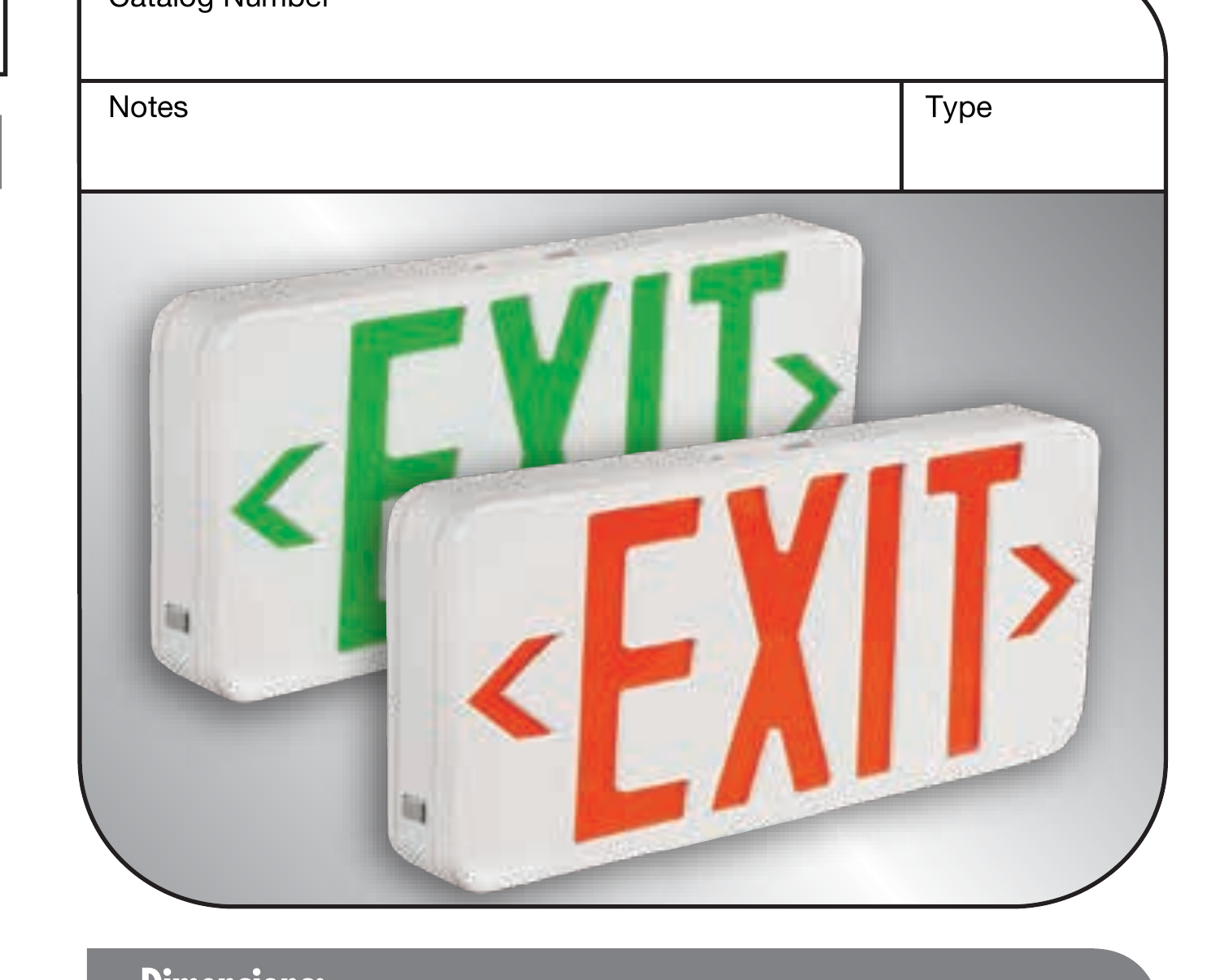| Catalog Number | |
| --- | --- |
| Notes | Type |